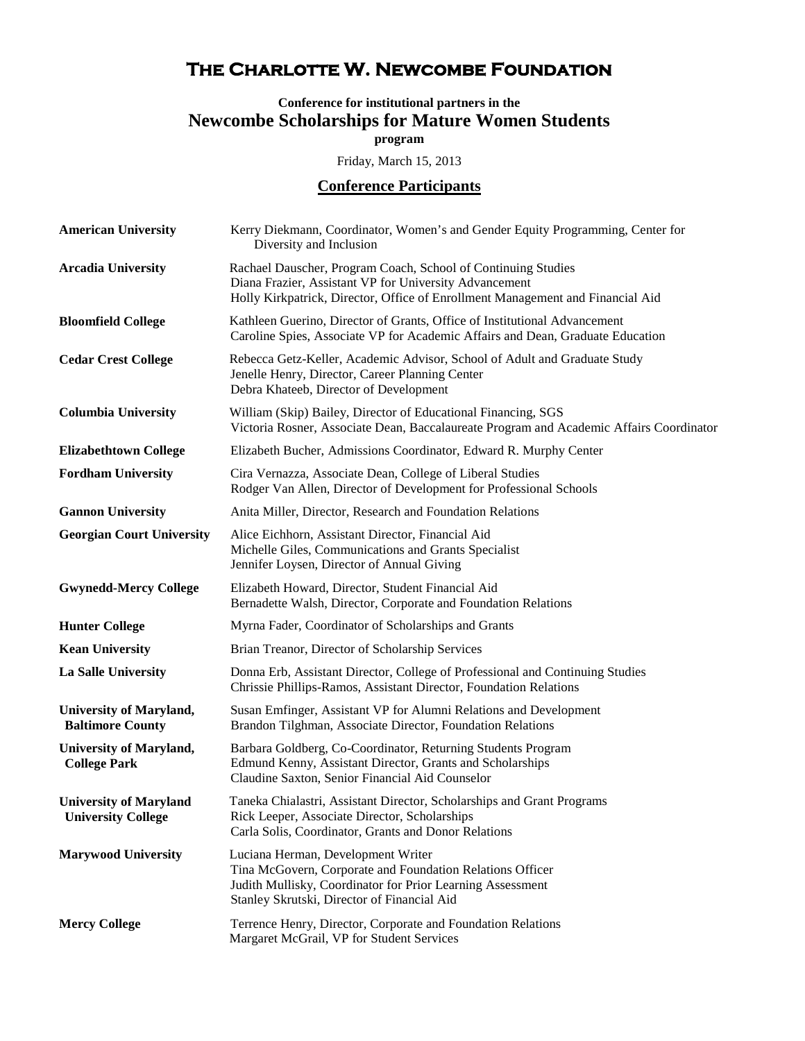# The Charlotte W. Newcombe Foundation

**Conference for institutional partners in the**

## Newcombe Scholarships for Mature Women Students

**program**

Friday, March 15, 2013

### Conference Participants

| | |
|---|---|
| **American University** | Kerry Diekmann, Coordinator, Women's and Gender Equity Programming, Center for Diversity and Inclusion |
| **Arcadia University** | Rachael Dauscher, Program Coach, School of Continuing Studies<br>Diana Frazier, Assistant VP for University Advancement<br>Holly Kirkpatrick, Director, Office of Enrollment Management and Financial Aid |
| **Bloomfield College** | Kathleen Guerino, Director of Grants, Office of Institutional Advancement<br>Caroline Spies, Associate VP for Academic Affairs and Dean, Graduate Education |
| **Cedar Crest College** | Rebecca Getz-Keller, Academic Advisor, School of Adult and Graduate Study<br>Jenelle Henry, Director, Career Planning Center<br>Debra Khateeb, Director of Development |
| **Columbia University** | William (Skip) Bailey, Director of Educational Financing, SGS<br>Victoria Rosner, Associate Dean, Baccalaureate Program and Academic Affairs Coordinator |
| **Elizabethtown College** | Elizabeth Bucher, Admissions Coordinator, Edward R. Murphy Center |
| **Fordham University** | Cira Vernazza, Associate Dean, College of Liberal Studies<br>Rodger Van Allen, Director of Development for Professional Schools |
| **Gannon University** | Anita Miller, Director, Research and Foundation Relations |
| **Georgian Court University** | Alice Eichhorn, Assistant Director, Financial Aid<br>Michelle Giles, Communications and Grants Specialist<br>Jennifer Loysen, Director of Annual Giving |
| **Gwynedd-Mercy College** | Elizabeth Howard, Director, Student Financial Aid<br>Bernadette Walsh, Director, Corporate and Foundation Relations |
| **Hunter College** | Myrna Fader, Coordinator of Scholarships and Grants |
| **Kean University** | Brian Treanor, Director of Scholarship Services |
| **La Salle University** | Donna Erb, Assistant Director, College of Professional and Continuing Studies<br>Chrissie Phillips-Ramos, Assistant Director, Foundation Relations |
| **University of Maryland, Baltimore County** | Susan Emfinger, Assistant VP for Alumni Relations and Development<br>Brandon Tilghman, Associate Director, Foundation Relations |
| **University of Maryland, College Park** | Barbara Goldberg, Co-Coordinator, Returning Students Program<br>Edmund Kenny, Assistant Director, Grants and Scholarships<br>Claudine Saxton, Senior Financial Aid Counselor |
| **University of Maryland University College** | Taneka Chialastri, Assistant Director, Scholarships and Grant Programs<br>Rick Leeper, Associate Director, Scholarships<br>Carla Solis, Coordinator, Grants and Donor Relations |
| **Marywood University** | Luciana Herman, Development Writer<br>Tina McGovern, Corporate and Foundation Relations Officer<br>Judith Mullisky, Coordinator for Prior Learning Assessment<br>Stanley Skrutski, Director of Financial Aid |
| **Mercy College** | Terrence Henry, Director, Corporate and Foundation Relations<br>Margaret McGrail, VP for Student Services |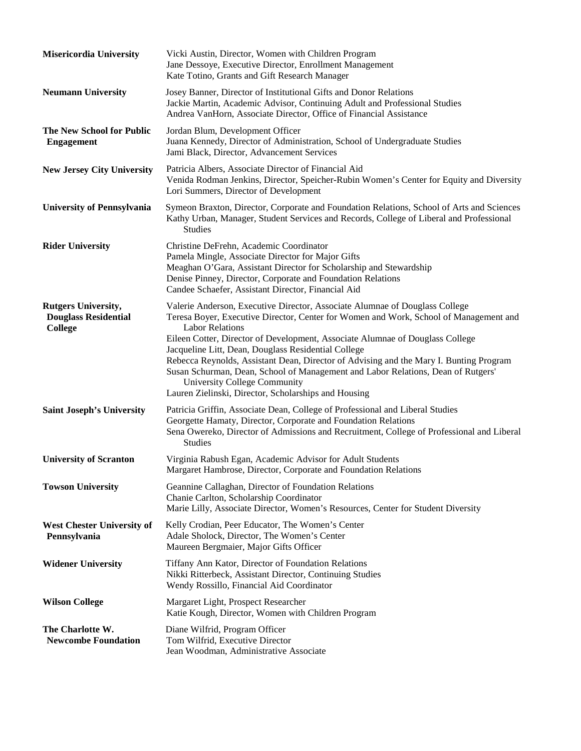| | |
|---|---|
| **Misericordia University** | Vicki Austin, Director, Women with Children Program<br>Jane Dessoye, Executive Director, Enrollment Management<br>Kate Totino, Grants and Gift Research Manager |
| **Neumann University** | Josey Banner, Director of Institutional Gifts and Donor Relations<br>Jackie Martin, Academic Advisor, Continuing Adult and Professional Studies<br>Andrea VanHorn, Associate Director, Office of Financial Assistance |
| **The New School for Public Engagement** | Jordan Blum, Development Officer<br>Juana Kennedy, Director of Administration, School of Undergraduate Studies<br>Jami Black, Director, Advancement Services |
| **New Jersey City University** | Patricia Albers, Associate Director of Financial Aid<br>Venida Rodman Jenkins, Director, Speicher-Rubin Women's Center for Equity and Diversity<br>Lori Summers, Director of Development |
| **University of Pennsylvania** | Symeon Braxton, Director, Corporate and Foundation Relations, School of Arts and Sciences<br>Kathy Urban, Manager, Student Services and Records, College of Liberal and Professional Studies |
| **Rider University** | Christine DeFrehn, Academic Coordinator<br>Pamela Mingle, Associate Director for Major Gifts<br>Meaghan O'Gara, Assistant Director for Scholarship and Stewardship<br>Denise Pinney, Director, Corporate and Foundation Relations<br>Candee Schaefer, Assistant Director, Financial Aid |
| **Rutgers University, Douglass Residential College** | Valerie Anderson, Executive Director, Associate Alumnae of Douglass College<br>Teresa Boyer, Executive Director, Center for Women and Work, School of Management and Labor Relations<br>Eileen Cotter, Director of Development, Associate Alumnae of Douglass College<br>Jacqueline Litt, Dean, Douglass Residential College<br>Rebecca Reynolds, Assistant Dean, Director of Advising and the Mary I. Bunting Program<br>Susan Schurman, Dean, School of Management and Labor Relations, Dean of Rutgers' University College Community<br>Lauren Zielinski, Director, Scholarships and Housing |
| **Saint Joseph's University** | Patricia Griffin, Associate Dean, College of Professional and Liberal Studies<br>Georgette Hamaty, Director, Corporate and Foundation Relations<br>Sena Owereko, Director of Admissions and Recruitment, College of Professional and Liberal Studies |
| **University of Scranton** | Virginia Rabush Egan, Academic Advisor for Adult Students<br>Margaret Hambrose, Director, Corporate and Foundation Relations |
| **Towson University** | Geannine Callaghan, Director of Foundation Relations<br>Chanie Carlton, Scholarship Coordinator<br>Marie Lilly, Associate Director, Women's Resources, Center for Student Diversity |
| **West Chester University of Pennsylvania** | Kelly Crodian, Peer Educator, The Women's Center<br>Adale Sholock, Director, The Women's Center<br>Maureen Bergmaier, Major Gifts Officer |
| **Widener University** | Tiffany Ann Kator, Director of Foundation Relations<br>Nikki Ritterbeck, Assistant Director, Continuing Studies<br>Wendy Rossillo, Financial Aid Coordinator |
| **Wilson College** | Margaret Light, Prospect Researcher<br>Katie Kough, Director, Women with Children Program |
| **The Charlotte W. Newcombe Foundation** | Diane Wilfrid, Program Officer<br>Tom Wilfrid, Executive Director<br>Jean Woodman, Administrative Associate |